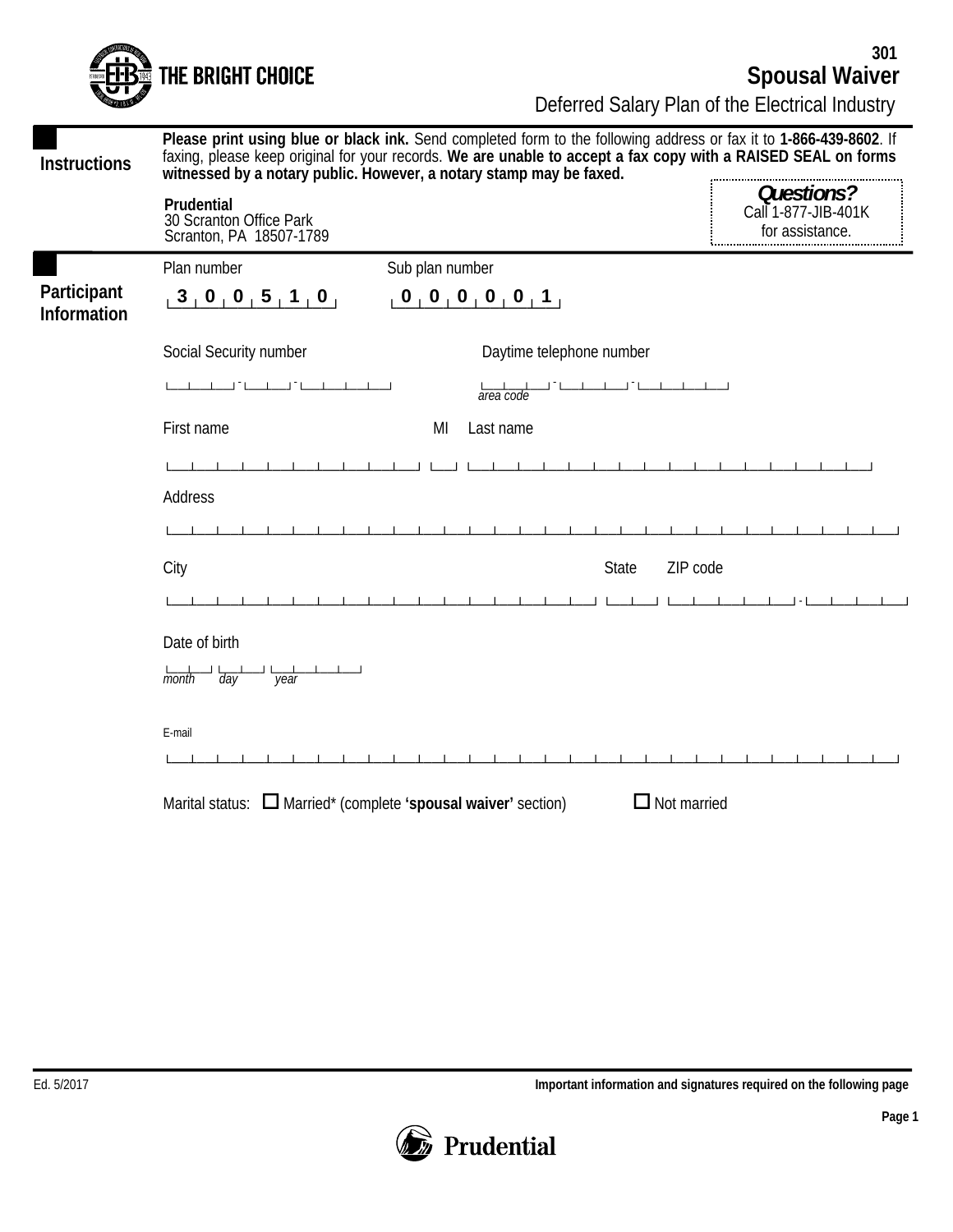301

# Spousal Waiver

Deferred Salary Plan of the Electrical Industry

THE BRIGHT CHOICE

## Instructions

**Please print using blue or black ink.** Send completed form to the following address or fax it to **1-866-439-8602**. If faxing, please keep original for your records. **We are unable to accept a fax copy with a RAISED SEAL on forms witnessed by a notary public. However, a notary stamp may be faxed.**

**Prudential**
30 Scranton Office Park
Scranton, PA 18507-1789

***Questions?***
Call 1-877-JIB-401K
for assistance.

## Participant Information

Plan number: 3 0 0 5 1 0

Sub plan number: 0 0 0 0 0 1

Social Security number: ___ - __ - ____

Daytime telephone number: ___ - ___ - ____
*area code*

First name ______ MI ___ Last name ______

Address ______

City ______ State ___ ZIP code _____ - ____

Date of birth
*month* ___ *day* ___ *year* ____

E-mail ______

Marital status: ☐ Married* (complete **'spousal waiver'** section) ☐ Not married

Ed. 5/2017

**Important information and signatures required on the following page**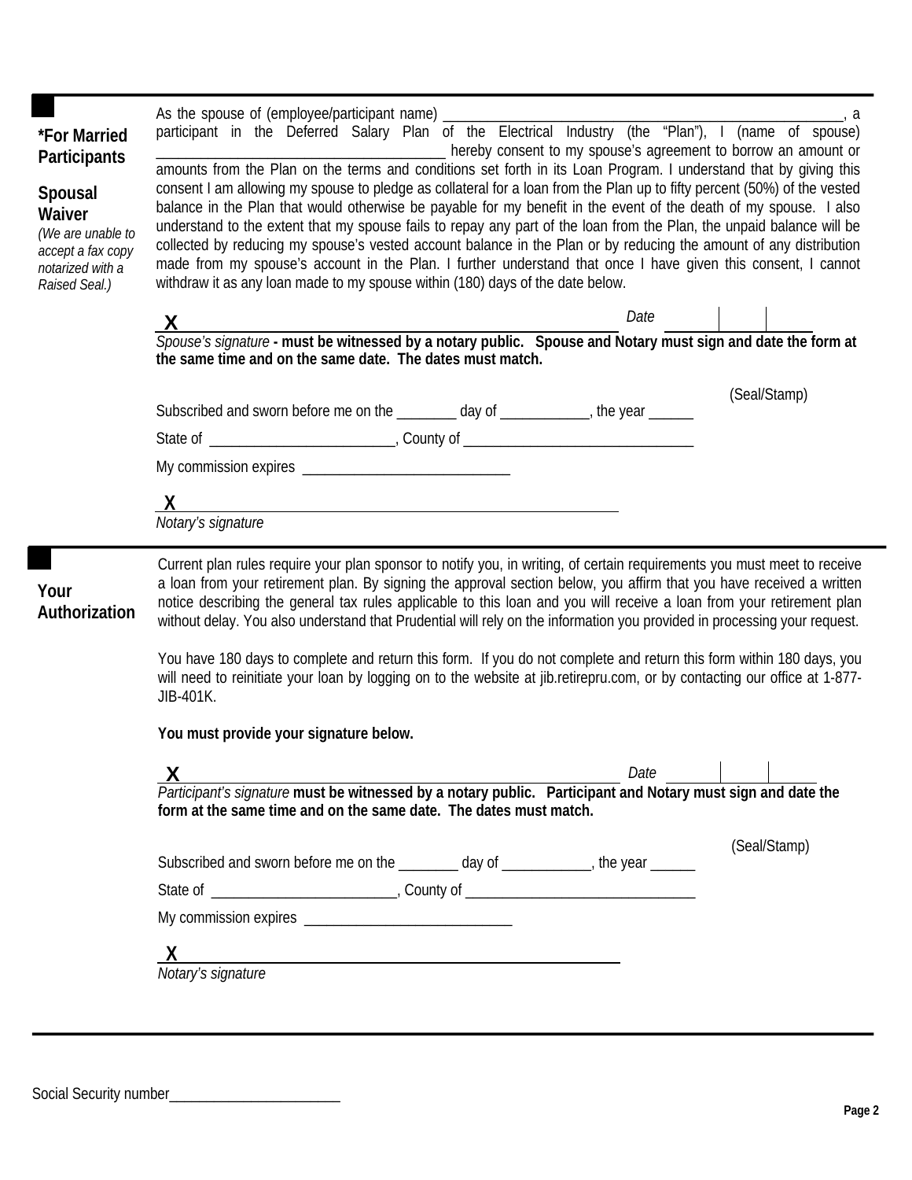## *For Married Participants

## Spousal Waiver

*(We are unable to accept a fax copy notarized with a Raised Seal.)*

As the spouse of (employee/participant name) ______________________________________________________, a participant in the Deferred Salary Plan of the Electrical Industry (the "Plan"), I (name of spouse) ______________________________________ hereby consent to my spouse's agreement to borrow an amount or amounts from the Plan on the terms and conditions set forth in its Loan Program. I understand that by giving this consent I am allowing my spouse to pledge as collateral for a loan from the Plan up to fifty percent (50%) of the vested balance in the Plan that would otherwise be payable for my benefit in the event of the death of my spouse. I also understand to the extent that my spouse fails to repay any part of the loan from the Plan, the unpaid balance will be collected by reducing my spouse's vested account balance in the Plan or by reducing the amount of any distribution made from my spouse's account in the Plan. I further understand that once I have given this consent, I cannot withdraw it as any loan made to my spouse within (180) days of the date below.

X______________________________________________________ *Date* ______|______|______

*Spouse's signature* **- must be witnessed by a notary public. Spouse and Notary must sign and date the form at the same time and on the same date. The dates must match.**

(Seal/Stamp)

Subscribed and sworn before me on the ________ day of ____________, the year ______

State of ________________________, County of ______________________________

My commission expires ____________________________

X______________________________________________________

*Notary's signature*

## Your Authorization

Current plan rules require your plan sponsor to notify you, in writing, of certain requirements you must meet to receive a loan from your retirement plan. By signing the approval section below, you affirm that you have received a written notice describing the general tax rules applicable to this loan and you will receive a loan from your retirement plan without delay. You also understand that Prudential will rely on the information you provided in processing your request.

You have 180 days to complete and return this form. If you do not complete and return this form within 180 days, you will need to reinitiate your loan by logging on to the website at jib.retirepru.com, or by contacting our office at 1-877-JIB-401K.

**You must provide your signature below.**

X______________________________________________________ *Date* ______|______|______

*Participant's signature* **must be witnessed by a notary public. Participant and Notary must sign and date the form at the same time and on the same date. The dates must match.**

(Seal/Stamp)

Subscribed and sworn before me on the ________ day of ____________, the year ______

State of ________________________, County of ______________________________

My commission expires ____________________________

X______________________________________________________

*Notary's signature*

Social Security number________________________